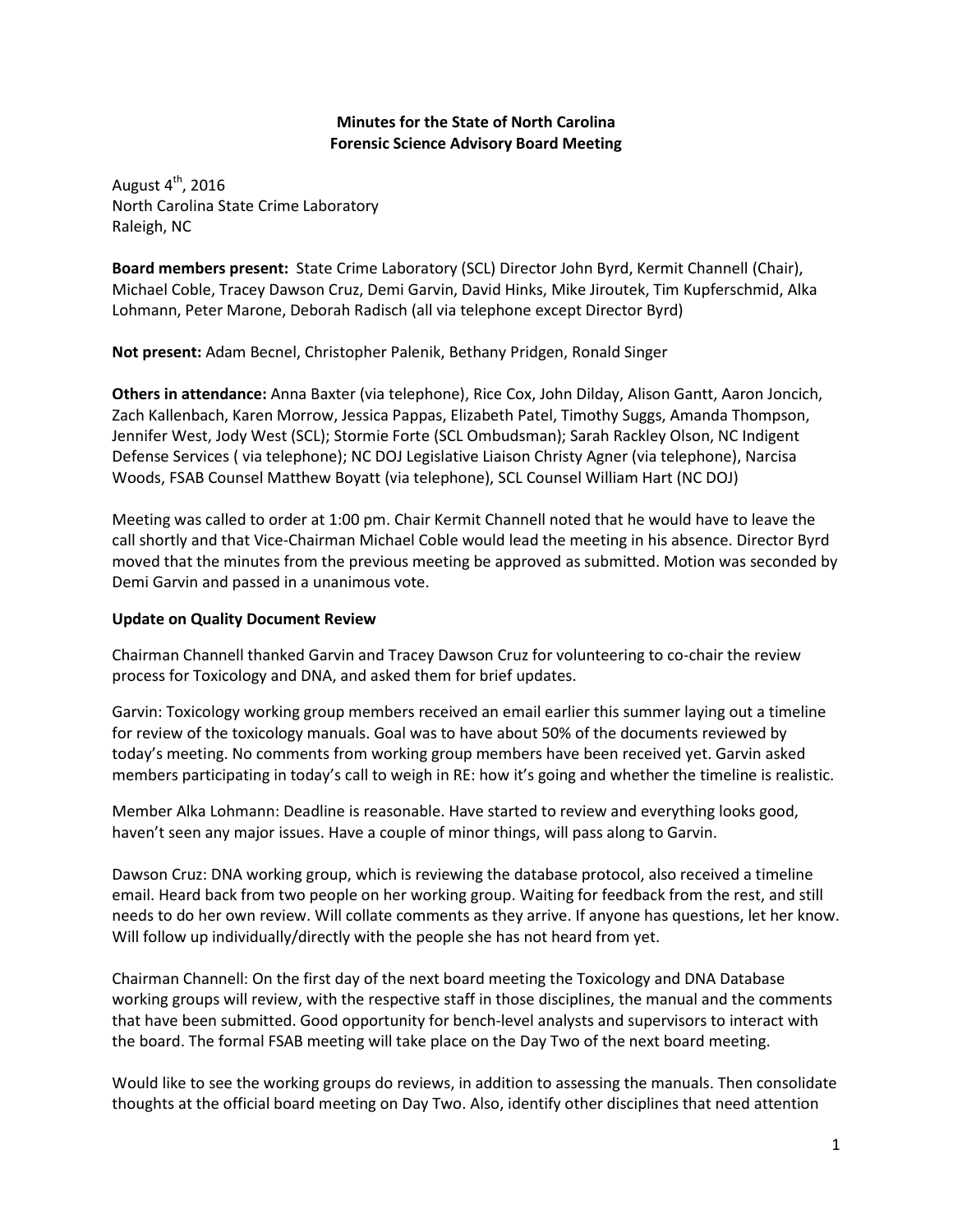**Minutes for the State of North Carolina**
**Forensic Science Advisory Board Meeting**

August 4th, 2016
North Carolina State Crime Laboratory
Raleigh, NC

**Board members present:** State Crime Laboratory (SCL) Director John Byrd, Kermit Channell (Chair), Michael Coble, Tracey Dawson Cruz, Demi Garvin, David Hinks, Mike Jiroutek, Tim Kupferschmid, Alka Lohmann, Peter Marone, Deborah Radisch (all via telephone except Director Byrd)

**Not present:** Adam Becnel, Christopher Palenik, Bethany Pridgen, Ronald Singer

**Others in attendance:** Anna Baxter (via telephone), Rice Cox, John Dilday, Alison Gantt, Aaron Joncich, Zach Kallenbach, Karen Morrow, Jessica Pappas, Elizabeth Patel, Timothy Suggs, Amanda Thompson, Jennifer West, Jody West (SCL); Stormie Forte (SCL Ombudsman); Sarah Rackley Olson, NC Indigent Defense Services ( via telephone); NC DOJ Legislative Liaison Christy Agner (via telephone), Narcisa Woods, FSAB Counsel Matthew Boyatt (via telephone), SCL Counsel William Hart (NC DOJ)

Meeting was called to order at 1:00 pm. Chair Kermit Channell noted that he would have to leave the call shortly and that Vice-Chairman Michael Coble would lead the meeting in his absence. Director Byrd moved that the minutes from the previous meeting be approved as submitted. Motion was seconded by Demi Garvin and passed in a unanimous vote.

**Update on Quality Document Review**

Chairman Channell thanked Garvin and Tracey Dawson Cruz for volunteering to co-chair the review process for Toxicology and DNA, and asked them for brief updates.

Garvin: Toxicology working group members received an email earlier this summer laying out a timeline for review of the toxicology manuals. Goal was to have about 50% of the documents reviewed by today's meeting. No comments from working group members have been received yet. Garvin asked members participating in today's call to weigh in RE: how it's going and whether the timeline is realistic.

Member Alka Lohmann: Deadline is reasonable. Have started to review and everything looks good, haven't seen any major issues. Have a couple of minor things, will pass along to Garvin.

Dawson Cruz: DNA working group, which is reviewing the database protocol, also received a timeline email. Heard back from two people on her working group. Waiting for feedback from the rest, and still needs to do her own review. Will collate comments as they arrive. If anyone has questions, let her know. Will follow up individually/directly with the people she has not heard from yet.

Chairman Channell: On the first day of the next board meeting the Toxicology and DNA Database working groups will review, with the respective staff in those disciplines, the manual and the comments that have been submitted. Good opportunity for bench-level analysts and supervisors to interact with the board. The formal FSAB meeting will take place on the Day Two of the next board meeting.

Would like to see the working groups do reviews, in addition to assessing the manuals. Then consolidate thoughts at the official board meeting on Day Two. Also, identify other disciplines that need attention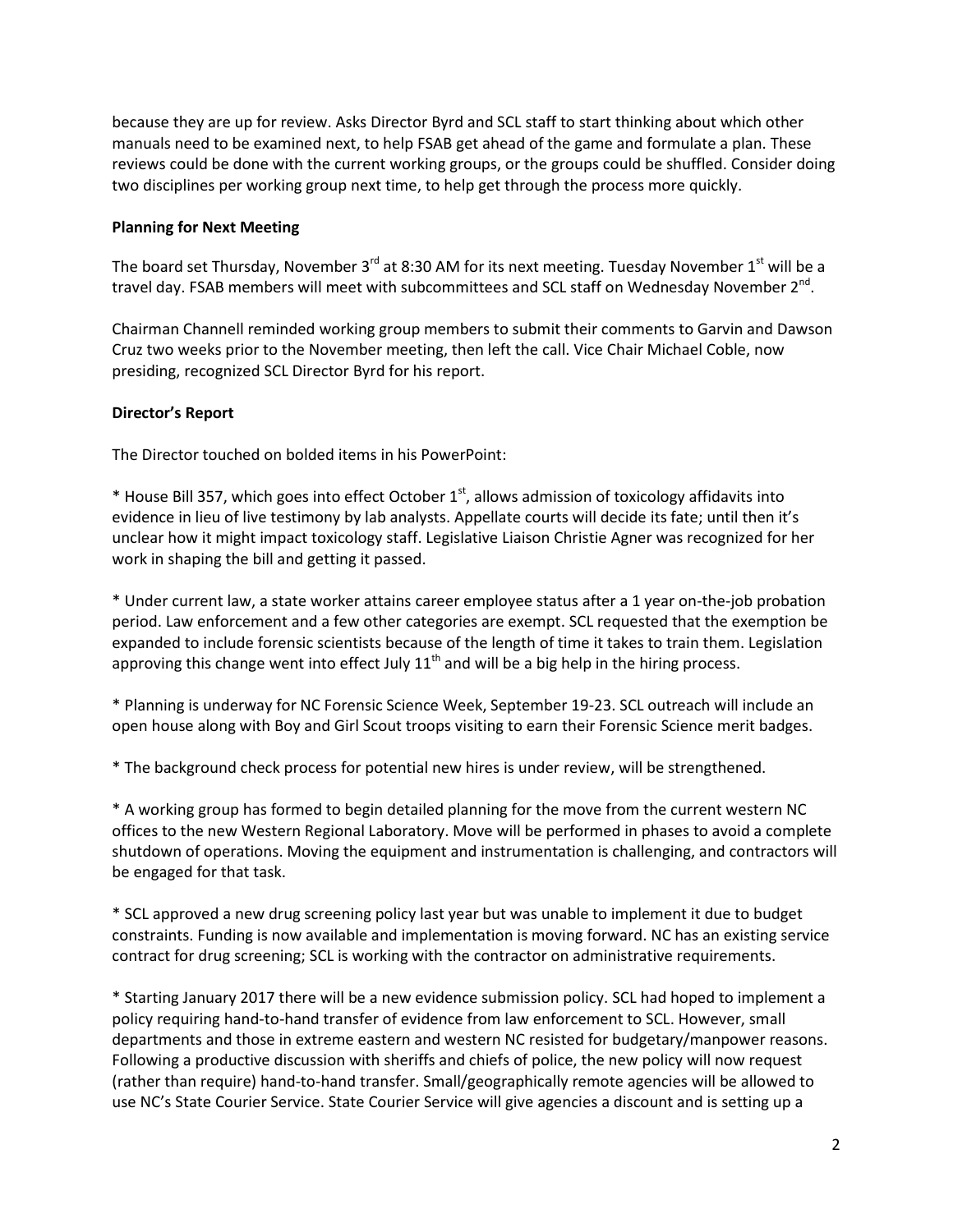because they are up for review. Asks Director Byrd and SCL staff to start thinking about which other manuals need to be examined next, to help FSAB get ahead of the game and formulate a plan. These reviews could be done with the current working groups, or the groups could be shuffled. Consider doing two disciplines per working group next time, to help get through the process more quickly.

**Planning for Next Meeting**

The board set Thursday, November 3rd at 8:30 AM for its next meeting. Tuesday November 1st will be a travel day. FSAB members will meet with subcommittees and SCL staff on Wednesday November 2nd.

Chairman Channell reminded working group members to submit their comments to Garvin and Dawson Cruz two weeks prior to the November meeting, then left the call. Vice Chair Michael Coble, now presiding, recognized SCL Director Byrd for his report.

**Director's Report**

The Director touched on bolded items in his PowerPoint:

* House Bill 357, which goes into effect October 1st, allows admission of toxicology affidavits into evidence in lieu of live testimony by lab analysts. Appellate courts will decide its fate; until then it's unclear how it might impact toxicology staff. Legislative Liaison Christie Agner was recognized for her work in shaping the bill and getting it passed.

* Under current law, a state worker attains career employee status after a 1 year on-the-job probation period. Law enforcement and a few other categories are exempt. SCL requested that the exemption be expanded to include forensic scientists because of the length of time it takes to train them. Legislation approving this change went into effect July 11th and will be a big help in the hiring process.

* Planning is underway for NC Forensic Science Week, September 19-23. SCL outreach will include an open house along with Boy and Girl Scout troops visiting to earn their Forensic Science merit badges.

* The background check process for potential new hires is under review, will be strengthened.

* A working group has formed to begin detailed planning for the move from the current western NC offices to the new Western Regional Laboratory. Move will be performed in phases to avoid a complete shutdown of operations. Moving the equipment and instrumentation is challenging, and contractors will be engaged for that task.

* SCL approved a new drug screening policy last year but was unable to implement it due to budget constraints. Funding is now available and implementation is moving forward. NC has an existing service contract for drug screening; SCL is working with the contractor on administrative requirements.

* Starting January 2017 there will be a new evidence submission policy. SCL had hoped to implement a policy requiring hand-to-hand transfer of evidence from law enforcement to SCL. However, small departments and those in extreme eastern and western NC resisted for budgetary/manpower reasons. Following a productive discussion with sheriffs and chiefs of police, the new policy will now request (rather than require) hand-to-hand transfer. Small/geographically remote agencies will be allowed to use NC's State Courier Service. State Courier Service will give agencies a discount and is setting up a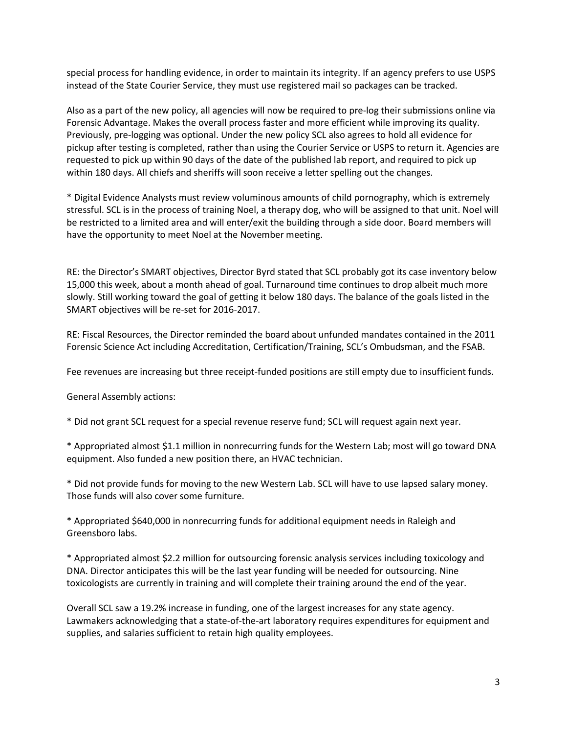special process for handling evidence, in order to maintain its integrity. If an agency prefers to use USPS instead of the State Courier Service, they must use registered mail so packages can be tracked.

Also as a part of the new policy, all agencies will now be required to pre-log their submissions online via Forensic Advantage. Makes the overall process faster and more efficient while improving its quality. Previously, pre-logging was optional. Under the new policy SCL also agrees to hold all evidence for pickup after testing is completed, rather than using the Courier Service or USPS to return it. Agencies are requested to pick up within 90 days of the date of the published lab report, and required to pick up within 180 days. All chiefs and sheriffs will soon receive a letter spelling out the changes.

* Digital Evidence Analysts must review voluminous amounts of child pornography, which is extremely stressful. SCL is in the process of training Noel, a therapy dog, who will be assigned to that unit. Noel will be restricted to a limited area and will enter/exit the building through a side door. Board members will have the opportunity to meet Noel at the November meeting.

RE: the Director's SMART objectives, Director Byrd stated that SCL probably got its case inventory below 15,000 this week, about a month ahead of goal. Turnaround time continues to drop albeit much more slowly. Still working toward the goal of getting it below 180 days. The balance of the goals listed in the SMART objectives will be re-set for 2016-2017.

RE: Fiscal Resources, the Director reminded the board about unfunded mandates contained in the 2011 Forensic Science Act including Accreditation, Certification/Training, SCL's Ombudsman, and the FSAB.

Fee revenues are increasing but three receipt-funded positions are still empty due to insufficient funds.

General Assembly actions:

* Did not grant SCL request for a special revenue reserve fund; SCL will request again next year.

* Appropriated almost \$1.1 million in nonrecurring funds for the Western Lab; most will go toward DNA equipment. Also funded a new position there, an HVAC technician.

* Did not provide funds for moving to the new Western Lab. SCL will have to use lapsed salary money. Those funds will also cover some furniture.

* Appropriated \$640,000 in nonrecurring funds for additional equipment needs in Raleigh and Greensboro labs.

* Appropriated almost \$2.2 million for outsourcing forensic analysis services including toxicology and DNA. Director anticipates this will be the last year funding will be needed for outsourcing. Nine toxicologists are currently in training and will complete their training around the end of the year.

Overall SCL saw a 19.2% increase in funding, one of the largest increases for any state agency. Lawmakers acknowledging that a state-of-the-art laboratory requires expenditures for equipment and supplies, and salaries sufficient to retain high quality employees.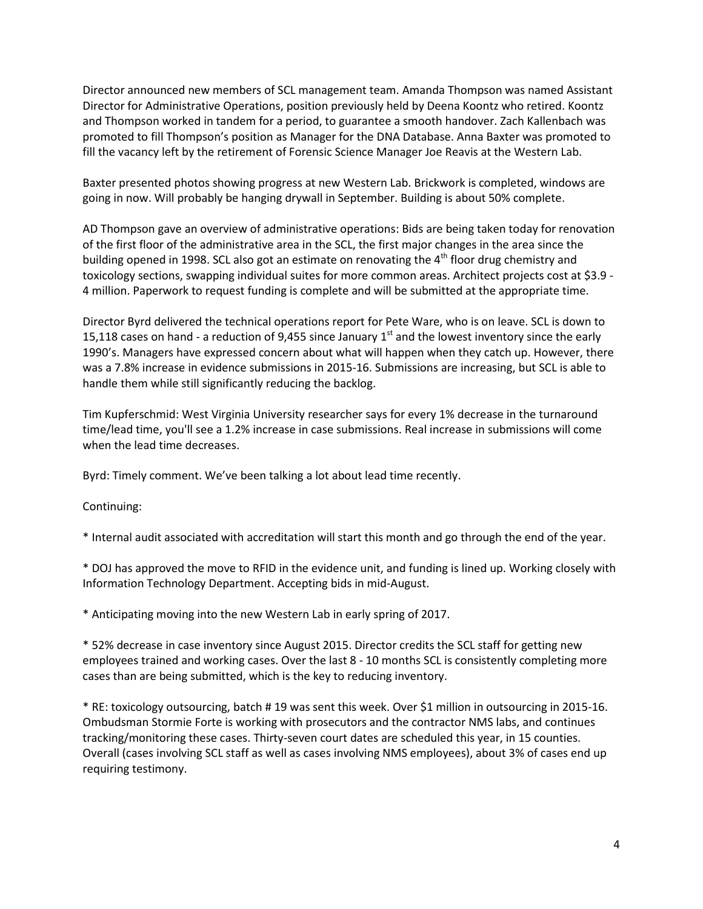Director announced new members of SCL management team. Amanda Thompson was named Assistant Director for Administrative Operations, position previously held by Deena Koontz who retired. Koontz and Thompson worked in tandem for a period, to guarantee a smooth handover. Zach Kallenbach was promoted to fill Thompson's position as Manager for the DNA Database. Anna Baxter was promoted to fill the vacancy left by the retirement of Forensic Science Manager Joe Reavis at the Western Lab.

Baxter presented photos showing progress at new Western Lab. Brickwork is completed, windows are going in now. Will probably be hanging drywall in September. Building is about 50% complete.

AD Thompson gave an overview of administrative operations: Bids are being taken today for renovation of the first floor of the administrative area in the SCL, the first major changes in the area since the building opened in 1998. SCL also got an estimate on renovating the 4th floor drug chemistry and toxicology sections, swapping individual suites for more common areas. Architect projects cost at $3.9 - 4 million. Paperwork to request funding is complete and will be submitted at the appropriate time.

Director Byrd delivered the technical operations report for Pete Ware, who is on leave. SCL is down to 15,118 cases on hand - a reduction of 9,455 since January 1st and the lowest inventory since the early 1990's. Managers have expressed concern about what will happen when they catch up. However, there was a 7.8% increase in evidence submissions in 2015-16. Submissions are increasing, but SCL is able to handle them while still significantly reducing the backlog.

Tim Kupferschmid: West Virginia University researcher says for every 1% decrease in the turnaround time/lead time, you'll see a 1.2% increase in case submissions. Real increase in submissions will come when the lead time decreases.

Byrd: Timely comment. We've been talking a lot about lead time recently.

Continuing:

* Internal audit associated with accreditation will start this month and go through the end of the year.

* DOJ has approved the move to RFID in the evidence unit, and funding is lined up. Working closely with Information Technology Department. Accepting bids in mid-August.

* Anticipating moving into the new Western Lab in early spring of 2017.

* 52% decrease in case inventory since August 2015. Director credits the SCL staff for getting new employees trained and working cases. Over the last 8 - 10 months SCL is consistently completing more cases than are being submitted, which is the key to reducing inventory.

* RE: toxicology outsourcing, batch # 19 was sent this week. Over $1 million in outsourcing in 2015-16. Ombudsman Stormie Forte is working with prosecutors and the contractor NMS labs, and continues tracking/monitoring these cases. Thirty-seven court dates are scheduled this year, in 15 counties. Overall (cases involving SCL staff as well as cases involving NMS employees), about 3% of cases end up requiring testimony.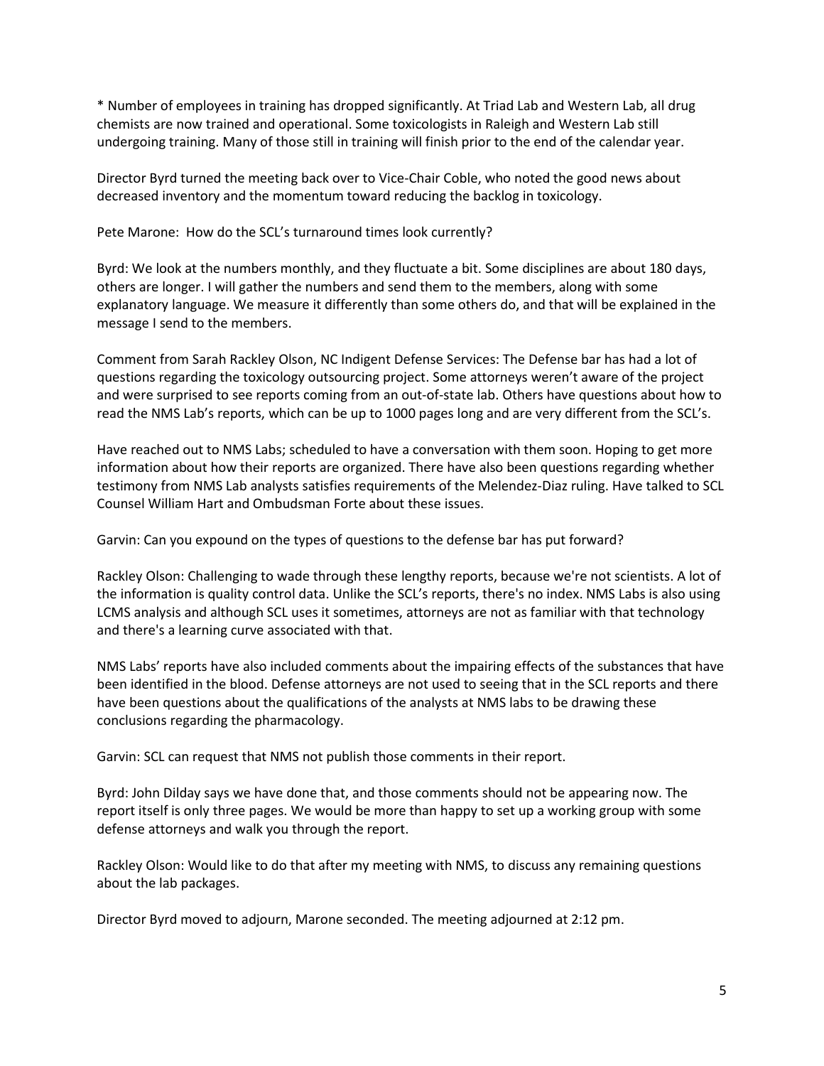* Number of employees in training has dropped significantly. At Triad Lab and Western Lab, all drug chemists are now trained and operational. Some toxicologists in Raleigh and Western Lab still undergoing training. Many of those still in training will finish prior to the end of the calendar year.

Director Byrd turned the meeting back over to Vice-Chair Coble, who noted the good news about decreased inventory and the momentum toward reducing the backlog in toxicology.

Pete Marone: How do the SCL's turnaround times look currently?

Byrd: We look at the numbers monthly, and they fluctuate a bit. Some disciplines are about 180 days, others are longer. I will gather the numbers and send them to the members, along with some explanatory language. We measure it differently than some others do, and that will be explained in the message I send to the members.

Comment from Sarah Rackley Olson, NC Indigent Defense Services: The Defense bar has had a lot of questions regarding the toxicology outsourcing project. Some attorneys weren't aware of the project and were surprised to see reports coming from an out-of-state lab. Others have questions about how to read the NMS Lab's reports, which can be up to 1000 pages long and are very different from the SCL's.

Have reached out to NMS Labs; scheduled to have a conversation with them soon. Hoping to get more information about how their reports are organized. There have also been questions regarding whether testimony from NMS Lab analysts satisfies requirements of the Melendez-Diaz ruling. Have talked to SCL Counsel William Hart and Ombudsman Forte about these issues.

Garvin: Can you expound on the types of questions to the defense bar has put forward?

Rackley Olson: Challenging to wade through these lengthy reports, because we're not scientists. A lot of the information is quality control data. Unlike the SCL's reports, there's no index. NMS Labs is also using LCMS analysis and although SCL uses it sometimes, attorneys are not as familiar with that technology and there's a learning curve associated with that.

NMS Labs' reports have also included comments about the impairing effects of the substances that have been identified in the blood. Defense attorneys are not used to seeing that in the SCL reports and there have been questions about the qualifications of the analysts at NMS labs to be drawing these conclusions regarding the pharmacology.

Garvin: SCL can request that NMS not publish those comments in their report.

Byrd: John Dilday says we have done that, and those comments should not be appearing now. The report itself is only three pages. We would be more than happy to set up a working group with some defense attorneys and walk you through the report.

Rackley Olson: Would like to do that after my meeting with NMS, to discuss any remaining questions about the lab packages.

Director Byrd moved to adjourn, Marone seconded. The meeting adjourned at 2:12 pm.